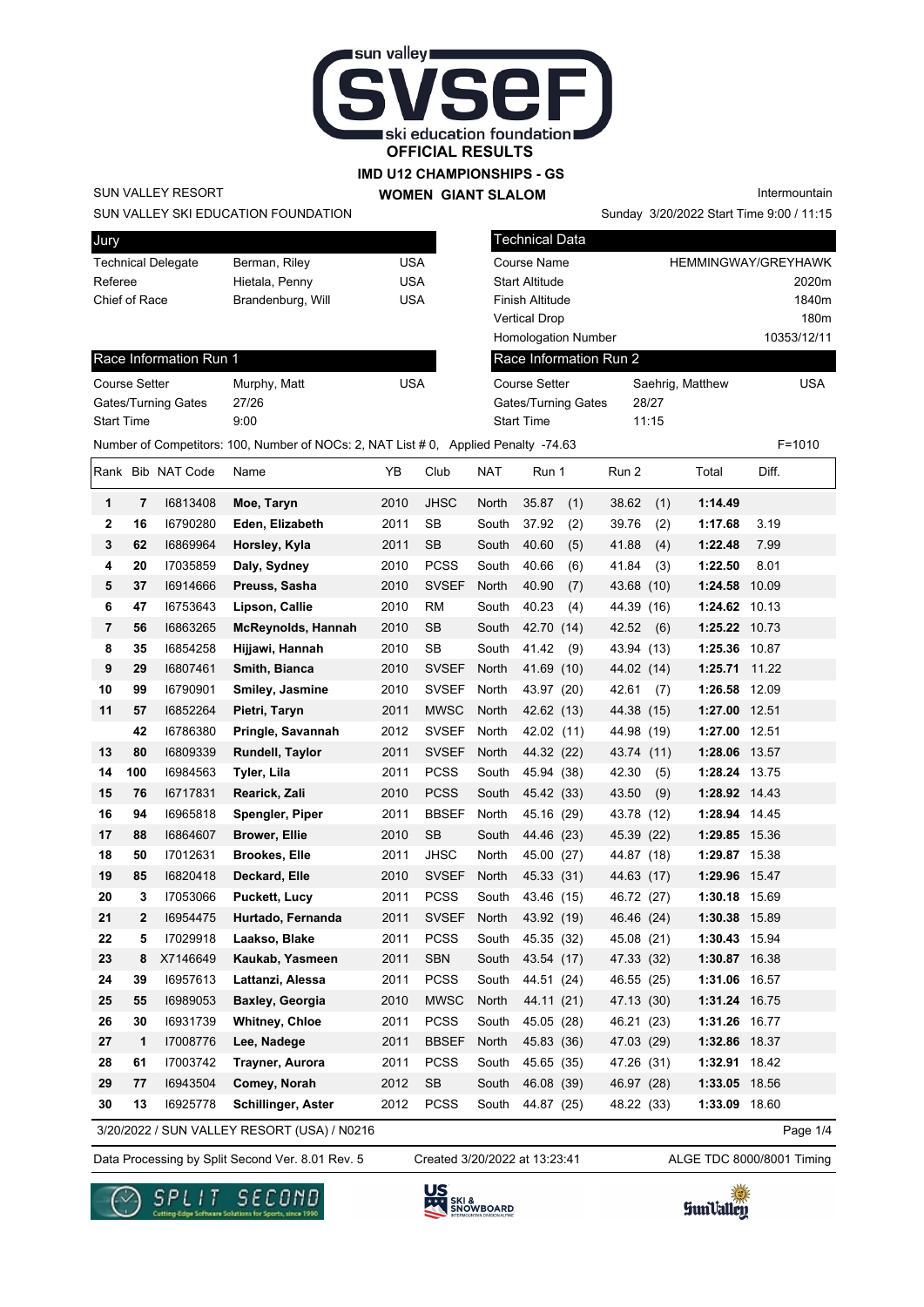# OFFICIAL RESULTS

## IMD U12 CHAMPIONSHIPS - GS

### WOMEN GIANT SLALOM

SUN VALLEY RESORT

SUN VALLEY SKI EDUCATION FOUNDATION

Intermountain

Sunday 3/20/2022 Start Time 9:00 / 11:15

| Jury | | |
|---|---|---|
| Technical Delegate | Berman, Riley | USA |
| Referee | Hietala, Penny | USA |
| Chief of Race | Brandenburg, Will | USA |

| Technical Data | |
|---|---|
| Course Name | HEMMINGWAY/GREYHAWK |
| Start Altitude | 2020m |
| Finish Altitude | 1840m |
| Vertical Drop | 180m |
| Homologation Number | 10353/12/11 |

| Race Information Run 1 | | |
|---|---|---|
| Course Setter | Murphy, Matt | USA |
| Gates/Turning Gates | 27/26 | |
| Start Time | 9:00 | |

| Race Information Run 2 | | |
|---|---|---|
| Course Setter | Saehrig, Matthew | USA |
| Gates/Turning Gates | 28/27 | |
| Start Time | 11:15 | |

Number of Competitors: 100, Number of NOCs: 2, NAT List # 0, Applied Penalty -74.63 F=1010

| Rank | Bib | NAT Code | Name | YB | Club | NAT | Run 1 | Run 2 | Total | Diff. |
|---|---|---|---|---|---|---|---|---|---|---|
| 1 | 7 | I6813408 | **Moe, Taryn** | 2010 | JHSC | North | 35.87 (1) | 38.62 (1) | **1:14.49** | |
| 2 | 16 | I6790280 | **Eden, Elizabeth** | 2011 | SB | South | 37.92 (2) | 39.76 (2) | **1:17.68** | 3.19 |
| 3 | 62 | I6869964 | **Horsley, Kyla** | 2011 | SB | South | 40.60 (5) | 41.88 (4) | **1:22.48** | 7.99 |
| 4 | 20 | I7035859 | **Daly, Sydney** | 2010 | PCSS | South | 40.66 (6) | 41.84 (3) | **1:22.50** | 8.01 |
| 5 | 37 | I6914666 | **Preuss, Sasha** | 2010 | SVSEF | North | 40.90 (7) | 43.68 (10) | **1:24.58** | 10.09 |
| 6 | 47 | I6753643 | **Lipson, Callie** | 2010 | RM | South | 40.23 (4) | 44.39 (16) | **1:24.62** | 10.13 |
| 7 | 56 | I6863265 | **McReynolds, Hannah** | 2010 | SB | South | 42.70 (14) | 42.52 (6) | **1:25.22** | 10.73 |
| 8 | 35 | I6854258 | **Hijjawi, Hannah** | 2010 | SB | South | 41.42 (9) | 43.94 (13) | **1:25.36** | 10.87 |
| 9 | 29 | I6807461 | **Smith, Bianca** | 2010 | SVSEF | North | 41.69 (10) | 44.02 (14) | **1:25.71** | 11.22 |
| 10 | 99 | I6790901 | **Smiley, Jasmine** | 2010 | SVSEF | North | 43.97 (20) | 42.61 (7) | **1:26.58** | 12.09 |
| 11 | 57 | I6852264 | **Pietri, Taryn** | 2011 | MWSC | North | 42.62 (13) | 44.38 (15) | **1:27.00** | 12.51 |
| | 42 | I6786380 | **Pringle, Savannah** | 2012 | SVSEF | North | 42.02 (11) | 44.98 (19) | **1:27.00** | 12.51 |
| 13 | 80 | I6809339 | **Rundell, Taylor** | 2011 | SVSEF | North | 44.32 (22) | 43.74 (11) | **1:28.06** | 13.57 |
| 14 | 100 | I6984563 | **Tyler, Lila** | 2011 | PCSS | South | 45.94 (38) | 42.30 (5) | **1:28.24** | 13.75 |
| 15 | 76 | I6717831 | **Rearick, Zali** | 2010 | PCSS | South | 45.42 (33) | 43.50 (9) | **1:28.92** | 14.43 |
| 16 | 94 | I6965818 | **Spengler, Piper** | 2011 | BBSEF | North | 45.16 (29) | 43.78 (12) | **1:28.94** | 14.45 |
| 17 | 88 | I6864607 | **Brower, Ellie** | 2010 | SB | South | 44.46 (23) | 45.39 (22) | **1:29.85** | 15.36 |
| 18 | 50 | I7012631 | **Brookes, Elle** | 2011 | JHSC | North | 45.00 (27) | 44.87 (18) | **1:29.87** | 15.38 |
| 19 | 85 | I6820418 | **Deckard, Elle** | 2010 | SVSEF | North | 45.33 (31) | 44.63 (17) | **1:29.96** | 15.47 |
| 20 | 3 | I7053066 | **Puckett, Lucy** | 2011 | PCSS | South | 43.46 (15) | 46.72 (27) | **1:30.18** | 15.69 |
| 21 | 2 | I6954475 | **Hurtado, Fernanda** | 2011 | SVSEF | North | 43.92 (19) | 46.46 (24) | **1:30.38** | 15.89 |
| 22 | 5 | I7029918 | **Laakso, Blake** | 2011 | PCSS | South | 45.35 (32) | 45.08 (21) | **1:30.43** | 15.94 |
| 23 | 8 | X7146649 | **Kaukab, Yasmeen** | 2011 | SBN | South | 43.54 (17) | 47.33 (32) | **1:30.87** | 16.38 |
| 24 | 39 | I6957613 | **Lattanzi, Alessa** | 2011 | PCSS | South | 44.51 (24) | 46.55 (25) | **1:31.06** | 16.57 |
| 25 | 55 | I6989053 | **Baxley, Georgia** | 2010 | MWSC | North | 44.11 (21) | 47.13 (30) | **1:31.24** | 16.75 |
| 26 | 30 | I6931739 | **Whitney, Chloe** | 2011 | PCSS | South | 45.05 (28) | 46.21 (23) | **1:31.26** | 16.77 |
| 27 | 1 | I7008776 | **Lee, Nadege** | 2011 | BBSEF | North | 45.83 (36) | 47.03 (29) | **1:32.86** | 18.37 |
| 28 | 61 | I7003742 | **Trayner, Aurora** | 2011 | PCSS | South | 45.65 (35) | 47.26 (31) | **1:32.91** | 18.42 |
| 29 | 77 | I6943504 | **Comey, Norah** | 2012 | SB | South | 46.08 (39) | 46.97 (28) | **1:33.05** | 18.56 |
| 30 | 13 | I6925778 | **Schillinger, Aster** | 2012 | PCSS | South | 44.87 (25) | 48.22 (33) | **1:33.09** | 18.60 |

3/20/2022 / SUN VALLEY RESORT (USA) / N0216

Data Processing by Split Second Ver. 8.01 Rev. 5 Created 3/20/2022 at 13:23:41 ALGE TDC 8000/8001 Timing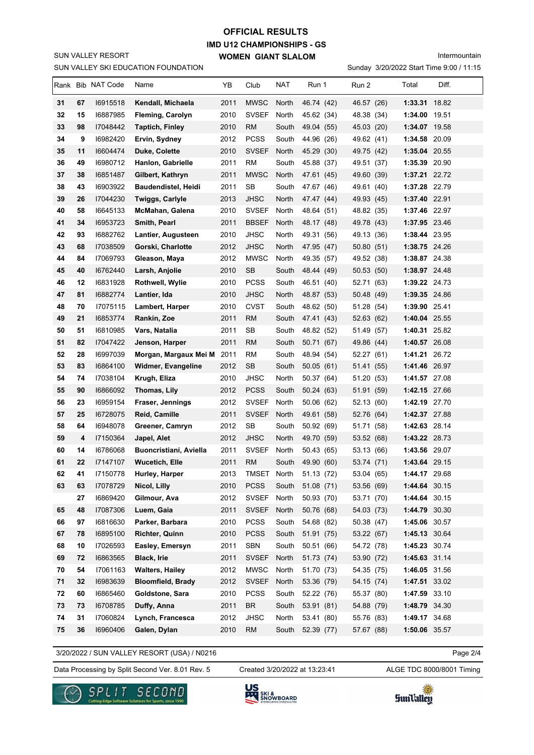# OFFICIAL RESULTS

## IMD U12 CHAMPIONSHIPS - GS

### WOMEN GIANT SLALOM

SUN VALLEY RESORT
SUN VALLEY SKI EDUCATION FOUNDATION

Intermountain
Sunday 3/20/2022 Start Time 9:00 / 11:15

| Rank | Bib | NAT Code | Name | YB | Club | NAT | Run 1 | Run 2 | Total | Diff. |
|---|---|---|---|---|---|---|---|---|---|---|
| 31 | 67 | I6915518 | **Kendall, Michaela** | 2011 | MWSC | North | 46.74 (42) | 46.57 (26) | **1:33.31** | 18.82 |
| 32 | 15 | I6887985 | **Fleming, Carolyn** | 2010 | SVSEF | North | 45.62 (34) | 48.38 (34) | **1:34.00** | 19.51 |
| 33 | 98 | I7048442 | **Taptich, Finley** | 2010 | RM | South | 49.04 (55) | 45.03 (20) | **1:34.07** | 19.58 |
| 34 | 9 | I6982420 | **Ervin, Sydney** | 2012 | PCSS | South | 44.96 (26) | 49.62 (41) | **1:34.58** | 20.09 |
| 35 | 11 | I6604474 | **Duke, Colette** | 2010 | SVSEF | North | 45.29 (30) | 49.75 (42) | **1:35.04** | 20.55 |
| 36 | 49 | I6980712 | **Hanlon, Gabrielle** | 2011 | RM | South | 45.88 (37) | 49.51 (37) | **1:35.39** | 20.90 |
| 37 | 38 | I6851487 | **Gilbert, Kathryn** | 2011 | MWSC | North | 47.61 (45) | 49.60 (39) | **1:37.21** | 22.72 |
| 38 | 43 | I6903922 | **Baudendistel, Heidi** | 2011 | SB | South | 47.67 (46) | 49.61 (40) | **1:37.28** | 22.79 |
| 39 | 26 | I7044230 | **Twiggs, Carlyle** | 2013 | JHSC | North | 47.47 (44) | 49.93 (45) | **1:37.40** | 22.91 |
| 40 | 58 | I6645133 | **McMahan, Galena** | 2010 | SVSEF | North | 48.64 (51) | 48.82 (35) | **1:37.46** | 22.97 |
| 41 | 34 | I6953723 | **Smith, Pearl** | 2011 | BBSEF | North | 48.17 (48) | 49.78 (43) | **1:37.95** | 23.46 |
| 42 | 93 | I6882762 | **Lantier, Augusteen** | 2010 | JHSC | North | 49.31 (56) | 49.13 (36) | **1:38.44** | 23.95 |
| 43 | 68 | I7038509 | **Gorski, Charlotte** | 2012 | JHSC | North | 47.95 (47) | 50.80 (51) | **1:38.75** | 24.26 |
| 44 | 84 | I7069793 | **Gleason, Maya** | 2012 | MWSC | North | 49.35 (57) | 49.52 (38) | **1:38.87** | 24.38 |
| 45 | 40 | I6762440 | **Larsh, Anjolie** | 2010 | SB | South | 48.44 (49) | 50.53 (50) | **1:38.97** | 24.48 |
| 46 | 12 | I6831928 | **Rothwell, Wylie** | 2010 | PCSS | South | 46.51 (40) | 52.71 (63) | **1:39.22** | 24.73 |
| 47 | 81 | I6882774 | **Lantier, Ida** | 2010 | JHSC | North | 48.87 (53) | 50.48 (49) | **1:39.35** | 24.86 |
| 48 | 70 | I7075115 | **Lambert, Harper** | 2010 | CVST | South | 48.62 (50) | 51.28 (54) | **1:39.90** | 25.41 |
| 49 | 21 | I6853774 | **Rankin, Zoe** | 2011 | RM | South | 47.41 (43) | 52.63 (62) | **1:40.04** | 25.55 |
| 50 | 51 | I6810985 | **Vars, Natalia** | 2011 | SB | South | 48.82 (52) | 51.49 (57) | **1:40.31** | 25.82 |
| 51 | 82 | I7047422 | **Jenson, Harper** | 2011 | RM | South | 50.71 (67) | 49.86 (44) | **1:40.57** | 26.08 |
| 52 | 28 | I6997039 | **Morgan, Margaux Mei M** | 2011 | RM | South | 48.94 (54) | 52.27 (61) | **1:41.21** | 26.72 |
| 53 | 83 | I6864100 | **Widmer, Evangeline** | 2012 | SB | South | 50.05 (61) | 51.41 (55) | **1:41.46** | 26.97 |
| 54 | 74 | I7038104 | **Krugh, Eliza** | 2010 | JHSC | North | 50.37 (64) | 51.20 (53) | **1:41.57** | 27.08 |
| 55 | 90 | I6866092 | **Thomas, Lily** | 2012 | PCSS | South | 50.24 (63) | 51.91 (59) | **1:42.15** | 27.66 |
| 56 | 23 | I6959154 | **Fraser, Jennings** | 2012 | SVSEF | North | 50.06 (62) | 52.13 (60) | **1:42.19** | 27.70 |
| 57 | 25 | I6728075 | **Reid, Camille** | 2011 | SVSEF | North | 49.61 (58) | 52.76 (64) | **1:42.37** | 27.88 |
| 58 | 64 | I6948078 | **Greener, Camryn** | 2012 | SB | South | 50.92 (69) | 51.71 (58) | **1:42.63** | 28.14 |
| 59 | 4 | I7150364 | **Japel, Alet** | 2012 | JHSC | North | 49.70 (59) | 53.52 (68) | **1:43.22** | 28.73 |
| 60 | 14 | I6786068 | **Buoncristiani, Aviella** | 2011 | SVSEF | North | 50.43 (65) | 53.13 (66) | **1:43.56** | 29.07 |
| 61 | 22 | I7147107 | **Wucetich, Elle** | 2011 | RM | South | 49.90 (60) | 53.74 (71) | **1:43.64** | 29.15 |
| 62 | 41 | I7150778 | **Hurley, Harper** | 2013 | TMSET | North | 51.13 (72) | 53.04 (65) | **1:44.17** | 29.68 |
| 63 | 63 | I7078729 | **Nicol, Lilly** | 2010 | PCSS | South | 51.08 (71) | 53.56 (69) | **1:44.64** | 30.15 |
| | 27 | I6869420 | **Gilmour, Ava** | 2012 | SVSEF | North | 50.93 (70) | 53.71 (70) | **1:44.64** | 30.15 |
| 65 | 48 | I7087306 | **Luem, Gaia** | 2011 | SVSEF | North | 50.76 (68) | 54.03 (73) | **1:44.79** | 30.30 |
| 66 | 97 | I6816630 | **Parker, Barbara** | 2010 | PCSS | South | 54.68 (82) | 50.38 (47) | **1:45.06** | 30.57 |
| 67 | 78 | I6895100 | **Richter, Quinn** | 2010 | PCSS | South | 51.91 (75) | 53.22 (67) | **1:45.13** | 30.64 |
| 68 | 10 | I7026593 | **Easley, Emersyn** | 2011 | SBN | South | 50.51 (66) | 54.72 (78) | **1:45.23** | 30.74 |
| 69 | 72 | I6863565 | **Black, Irie** | 2011 | SVSEF | North | 51.73 (74) | 53.90 (72) | **1:45.63** | 31.14 |
| 70 | 54 | I7061163 | **Walters, Hailey** | 2012 | MWSC | North | 51.70 (73) | 54.35 (75) | **1:46.05** | 31.56 |
| 71 | 32 | I6983639 | **Bloomfield, Brady** | 2012 | SVSEF | North | 53.36 (79) | 54.15 (74) | **1:47.51** | 33.02 |
| 72 | 60 | I6865460 | **Goldstone, Sara** | 2010 | PCSS | South | 52.22 (76) | 55.37 (80) | **1:47.59** | 33.10 |
| 73 | 73 | I6708785 | **Duffy, Anna** | 2011 | BR | South | 53.91 (81) | 54.88 (79) | **1:48.79** | 34.30 |
| 74 | 31 | I7060824 | **Lynch, Francesca** | 2012 | JHSC | North | 53.41 (80) | 55.76 (83) | **1:49.17** | 34.68 |
| 75 | 36 | I6960406 | **Galen, Dylan** | 2010 | RM | South | 52.39 (77) | 57.67 (88) | **1:50.06** | 35.57 |

3/20/2022 / SUN VALLEY RESORT (USA) / N0216

Data Processing by Split Second Ver. 8.01 Rev. 5 — Created 3/20/2022 at 13:23:41 — ALGE TDC 8000/8001 Timing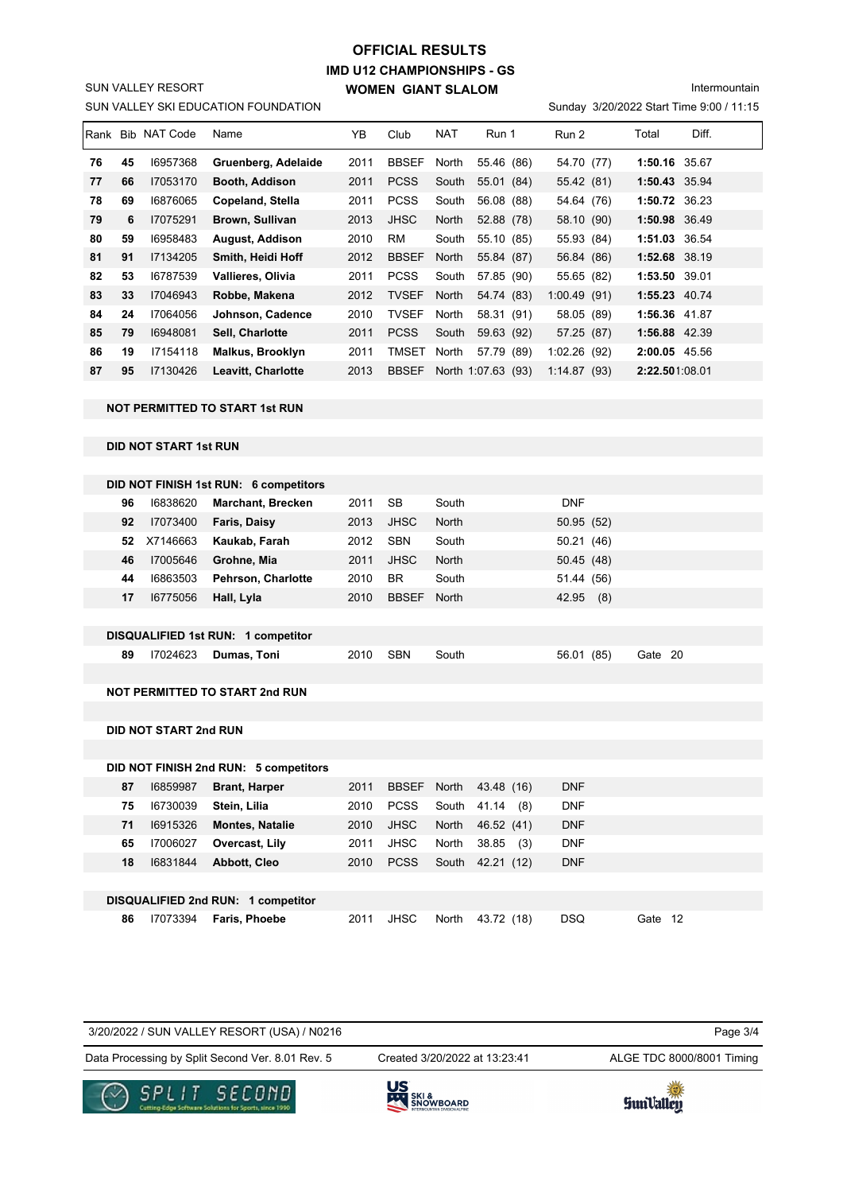# OFFICIAL RESULTS

## IMD U12 CHAMPIONSHIPS - GS

## WOMEN GIANT SLALOM

SUN VALLEY RESORT

SUN VALLEY SKI EDUCATION FOUNDATION

Intermountain

Sunday 3/20/2022 Start Time 9:00 / 11:15

| Rank | Bib | NAT Code | Name | YB | Club | NAT | Run 1 | Run 2 | Total | Diff. |
|---|---|---|---|---|---|---|---|---|---|---|
| **76** | **45** | I6957368 | **Gruenberg, Adelaide** | 2011 | BBSEF | North | 55.46 (86) | 54.70 (77) | **1:50.16** | 35.67 |
| **77** | **66** | I7053170 | **Booth, Addison** | 2011 | PCSS | South | 55.01 (84) | 55.42 (81) | **1:50.43** | 35.94 |
| **78** | **69** | I6876065 | **Copeland, Stella** | 2011 | PCSS | South | 56.08 (88) | 54.64 (76) | **1:50.72** | 36.23 |
| **79** | **6** | I7075291 | **Brown, Sullivan** | 2013 | JHSC | North | 52.88 (78) | 58.10 (90) | **1:50.98** | 36.49 |
| **80** | **59** | I6958483 | **August, Addison** | 2010 | RM | South | 55.10 (85) | 55.93 (84) | **1:51.03** | 36.54 |
| **81** | **91** | I7134205 | **Smith, Heidi Hoff** | 2012 | BBSEF | North | 55.84 (87) | 56.84 (86) | **1:52.68** | 38.19 |
| **82** | **53** | I6787539 | **Vallieres, Olivia** | 2011 | PCSS | South | 57.85 (90) | 55.65 (82) | **1:53.50** | 39.01 |
| **83** | **33** | I7046943 | **Robbe, Makena** | 2012 | TVSEF | North | 54.74 (83) | 1:00.49 (91) | **1:55.23** | 40.74 |
| **84** | **24** | I7064056 | **Johnson, Cadence** | 2010 | TVSEF | North | 58.31 (91) | 58.05 (89) | **1:56.36** | 41.87 |
| **85** | **79** | I6948081 | **Sell, Charlotte** | 2011 | PCSS | South | 59.63 (92) | 57.25 (87) | **1:56.88** | 42.39 |
| **86** | **19** | I7154118 | **Malkus, Brooklyn** | 2011 | TMSET | North | 57.79 (89) | 1:02.26 (92) | **2:00.05** | 45.56 |
| **87** | **95** | I7130426 | **Leavitt, Charlotte** | 2013 | BBSEF | North | 1:07.63 (93) | 1:14.87 (93) | **2:22.50** | 1:08.01 |

**NOT PERMITTED TO START 1st RUN**

**DID NOT START 1st RUN**

**DID NOT FINISH 1st RUN: 6 competitors**

| Bib | NAT Code | Name | YB | Club | NAT | Run 1 | Run 2 |
|---|---|---|---|---|---|---|---|
| 96 | I6838620 | **Marchant, Brecken** | 2011 | SB | South | | DNF |
| 92 | I7073400 | **Faris, Daisy** | 2013 | JHSC | North | | 50.95 (52) |
| 52 | X7146663 | **Kaukab, Farah** | 2012 | SBN | South | | 50.21 (46) |
| 46 | I7005646 | **Grohne, Mia** | 2011 | JHSC | North | | 50.45 (48) |
| 44 | I6863503 | **Pehrson, Charlotte** | 2010 | BR | South | | 51.44 (56) |
| 17 | I6775056 | **Hall, Lyla** | 2010 | BBSEF | North | | 42.95 (8) |

**DISQUALIFIED 1st RUN: 1 competitor**

| Bib | NAT Code | Name | YB | Club | NAT | Run 1 | Run 2 | Gate |
|---|---|---|---|---|---|---|---|---|
| 89 | I7024623 | **Dumas, Toni** | 2010 | SBN | South | | 56.01 (85) | Gate 20 |

**NOT PERMITTED TO START 2nd RUN**

**DID NOT START 2nd RUN**

**DID NOT FINISH 2nd RUN: 5 competitors**

| Bib | NAT Code | Name | YB | Club | NAT | Run 1 | Run 2 |
|---|---|---|---|---|---|---|---|
| 87 | I6859987 | **Brant, Harper** | 2011 | BBSEF | North | 43.48 (16) | DNF |
| 75 | I6730039 | **Stein, Lilia** | 2010 | PCSS | South | 41.14 (8) | DNF |
| 71 | I6915326 | **Montes, Natalie** | 2010 | JHSC | North | 46.52 (41) | DNF |
| 65 | I7006027 | **Overcast, Lily** | 2011 | JHSC | North | 38.85 (3) | DNF |
| 18 | I6831844 | **Abbott, Cleo** | 2010 | PCSS | South | 42.21 (12) | DNF |

**DISQUALIFIED 2nd RUN: 1 competitor**

| Bib | NAT Code | Name | YB | Club | NAT | Run 1 | Run 2 | Gate |
|---|---|---|---|---|---|---|---|---|
| 86 | I7073394 | **Faris, Phoebe** | 2011 | JHSC | North | 43.72 (18) | DSQ | Gate 12 |

3/20/2022 / SUN VALLEY RESORT (USA) / N0216

Data Processing by Split Second Ver. 8.01 Rev. 5 | Created 3/20/2022 at 13:23:41 | ALGE TDC 8000/8001 Timing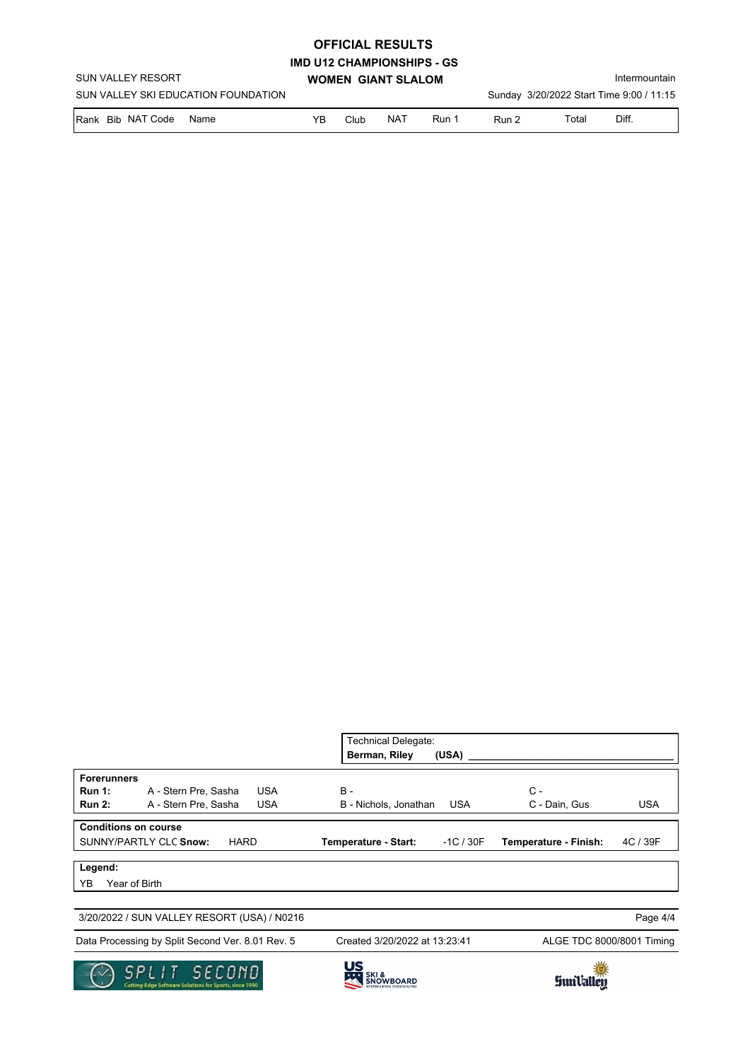# OFFICIAL RESULTS

## IMD U12 CHAMPIONSHIPS - GS

### WOMEN GIANT SLALOM

SUN VALLEY RESORT

SUN VALLEY SKI EDUCATION FOUNDATION

Intermountain

Sunday 3/20/2022 Start Time 9:00 / 11:15

| Rank | Bib | NAT Code | Name | YB | Club | NAT | Run 1 | Run 2 | Total | Diff. |
|---|---|---|---|---|---|---|---|---|---|---|

Technical Delegate:
**Berman, Riley** **(USA)** ___________________________________

**Forerunners**

| | | | | | | |
|---|---|---|---|---|---|---|
| **Run 1:** | A - Stern Pre, Sasha | USA | B - | | C - | |
| **Run 2:** | A - Stern Pre, Sasha | USA | B - Nichols, Jonathan | USA | C - Dain, Gus | USA |

**Conditions on course**

SUNNY/PARTLY CLC **Snow:** HARD **Temperature - Start:** -1C / 30F **Temperature - Finish:** 4C / 39F

**Legend:**

YB Year of Birth

3/20/2022 / SUN VALLEY RESORT (USA) / N0216

Data Processing by Split Second Ver. 8.01 Rev. 5 Created 3/20/2022 at 13:23:41 ALGE TDC 8000/8001 Timing